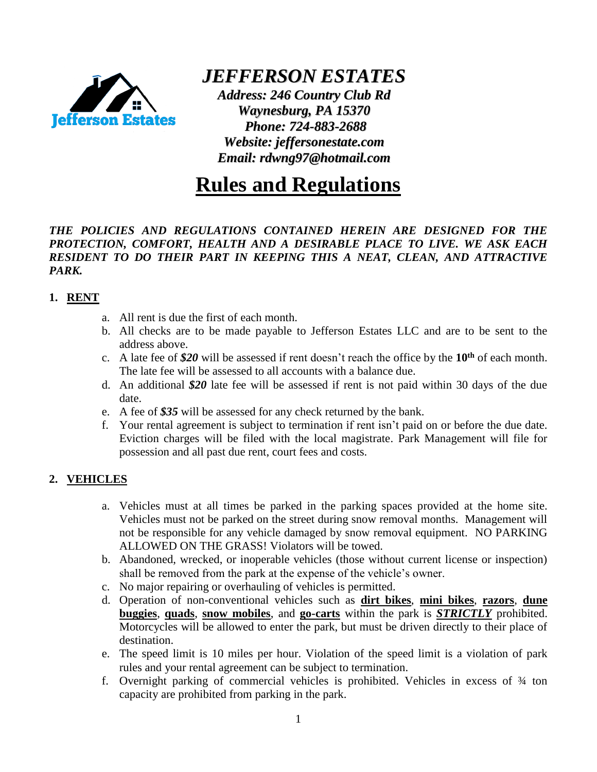# *JEFFERSON ESTATES*

***Address: 246 Country Club Rd***
***Waynesburg, PA 15370***
***Phone: 724-883-2688***
***Website: jeffersonestate.com***
***Email: rdwng97@hotmail.com***

# Rules and Regulations

***THE POLICIES AND REGULATIONS CONTAINED HEREIN ARE DESIGNED FOR THE PROTECTION, COMFORT, HEALTH AND A DESIRABLE PLACE TO LIVE. WE ASK EACH RESIDENT TO DO THEIR PART IN KEEPING THIS A NEAT, CLEAN, AND ATTRACTIVE PARK.***

## 1. RENT

a. All rent is due the first of each month.
b. All checks are to be made payable to Jefferson Estates LLC and are to be sent to the address above.
c. A late fee of ***$20*** will be assessed if rent doesn't reach the office by the **10th** of each month. The late fee will be assessed to all accounts with a balance due.
d. An additional ***$20*** late fee will be assessed if rent is not paid within 30 days of the due date.
e. A fee of ***$35*** will be assessed for any check returned by the bank.
f. Your rental agreement is subject to termination if rent isn't paid on or before the due date. Eviction charges will be filed with the local magistrate. Park Management will file for possession and all past due rent, court fees and costs.

## 2. VEHICLES

a. Vehicles must at all times be parked in the parking spaces provided at the home site. Vehicles must not be parked on the street during snow removal months. Management will not be responsible for any vehicle damaged by snow removal equipment. NO PARKING ALLOWED ON THE GRASS! Violators will be towed.
b. Abandoned, wrecked, or inoperable vehicles (those without current license or inspection) shall be removed from the park at the expense of the vehicle's owner.
c. No major repairing or overhauling of vehicles is permitted.
d. Operation of non-conventional vehicles such as **dirt bikes**, **mini bikes**, **razors**, **dune buggies**, **quads**, **snow mobiles**, and **go-carts** within the park is ***STRICTLY*** prohibited. Motorcycles will be allowed to enter the park, but must be driven directly to their place of destination.
e. The speed limit is 10 miles per hour. Violation of the speed limit is a violation of park rules and your rental agreement can be subject to termination.
f. Overnight parking of commercial vehicles is prohibited. Vehicles in excess of ¾ ton capacity are prohibited from parking in the park.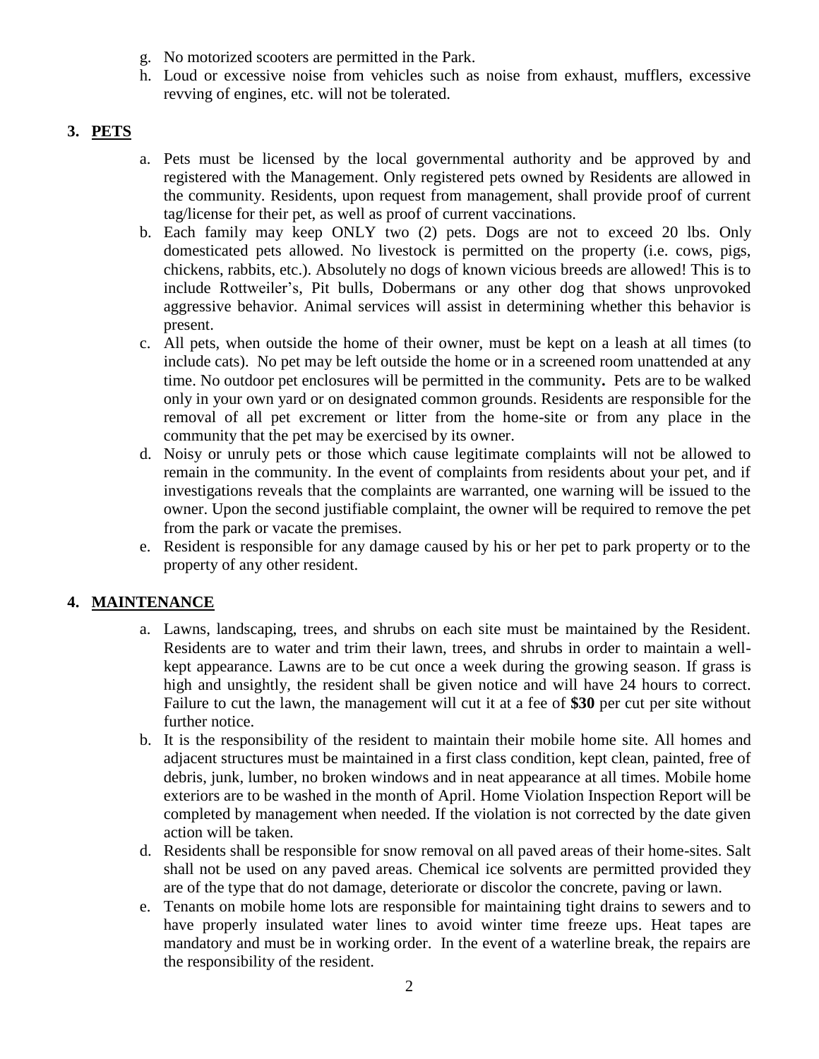g. No motorized scooters are permitted in the Park.
h. Loud or excessive noise from vehicles such as noise from exhaust, mufflers, excessive revving of engines, etc. will not be tolerated.

## 3. PETS

a. Pets must be licensed by the local governmental authority and be approved by and registered with the Management. Only registered pets owned by Residents are allowed in the community. Residents, upon request from management, shall provide proof of current tag/license for their pet, as well as proof of current vaccinations.
b. Each family may keep ONLY two (2) pets. Dogs are not to exceed 20 lbs. Only domesticated pets allowed. No livestock is permitted on the property (i.e. cows, pigs, chickens, rabbits, etc.). Absolutely no dogs of known vicious breeds are allowed! This is to include Rottweiler's, Pit bulls, Dobermans or any other dog that shows unprovoked aggressive behavior. Animal services will assist in determining whether this behavior is present.
c. All pets, when outside the home of their owner, must be kept on a leash at all times (to include cats). No pet may be left outside the home or in a screened room unattended at any time. No outdoor pet enclosures will be permitted in the community**.** Pets are to be walked only in your own yard or on designated common grounds. Residents are responsible for the removal of all pet excrement or litter from the home-site or from any place in the community that the pet may be exercised by its owner.
d. Noisy or unruly pets or those which cause legitimate complaints will not be allowed to remain in the community. In the event of complaints from residents about your pet, and if investigations reveals that the complaints are warranted, one warning will be issued to the owner. Upon the second justifiable complaint, the owner will be required to remove the pet from the park or vacate the premises.
e. Resident is responsible for any damage caused by his or her pet to park property or to the property of any other resident.

## 4. MAINTENANCE

a. Lawns, landscaping, trees, and shrubs on each site must be maintained by the Resident. Residents are to water and trim their lawn, trees, and shrubs in order to maintain a well-kept appearance. Lawns are to be cut once a week during the growing season. If grass is high and unsightly, the resident shall be given notice and will have 24 hours to correct. Failure to cut the lawn, the management will cut it at a fee of **$30** per cut per site without further notice.
b. It is the responsibility of the resident to maintain their mobile home site. All homes and adjacent structures must be maintained in a first class condition, kept clean, painted, free of debris, junk, lumber, no broken windows and in neat appearance at all times. Mobile home exteriors are to be washed in the month of April. Home Violation Inspection Report will be completed by management when needed. If the violation is not corrected by the date given action will be taken.
d. Residents shall be responsible for snow removal on all paved areas of their home-sites. Salt shall not be used on any paved areas. Chemical ice solvents are permitted provided they are of the type that do not damage, deteriorate or discolor the concrete, paving or lawn.
e. Tenants on mobile home lots are responsible for maintaining tight drains to sewers and to have properly insulated water lines to avoid winter time freeze ups. Heat tapes are mandatory and must be in working order. In the event of a waterline break, the repairs are the responsibility of the resident.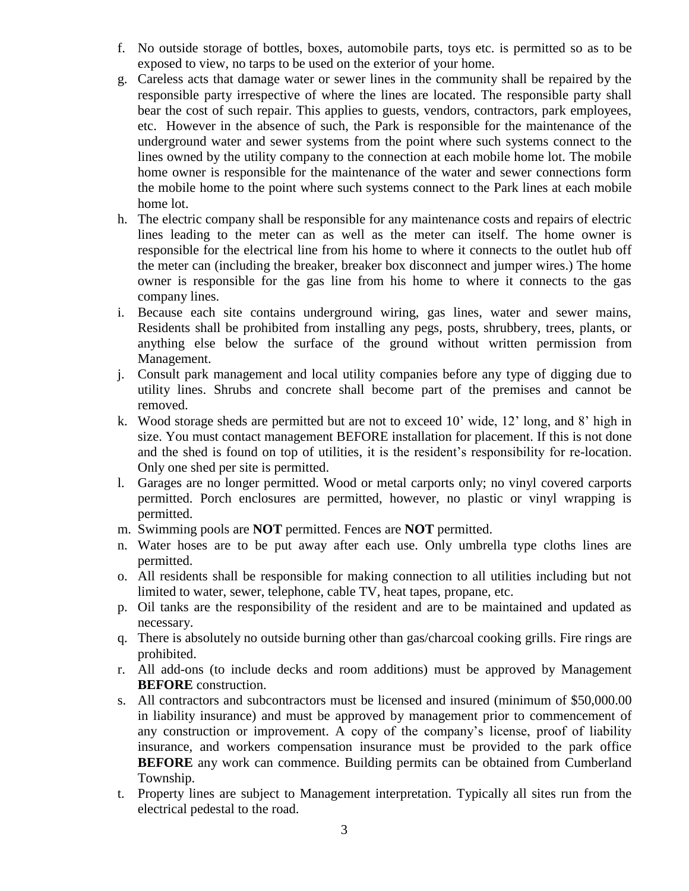f. No outside storage of bottles, boxes, automobile parts, toys etc. is permitted so as to be exposed to view, no tarps to be used on the exterior of your home.
g. Careless acts that damage water or sewer lines in the community shall be repaired by the responsible party irrespective of where the lines are located. The responsible party shall bear the cost of such repair. This applies to guests, vendors, contractors, park employees, etc. However in the absence of such, the Park is responsible for the maintenance of the underground water and sewer systems from the point where such systems connect to the lines owned by the utility company to the connection at each mobile home lot. The mobile home owner is responsible for the maintenance of the water and sewer connections form the mobile home to the point where such systems connect to the Park lines at each mobile home lot.
h. The electric company shall be responsible for any maintenance costs and repairs of electric lines leading to the meter can as well as the meter can itself. The home owner is responsible for the electrical line from his home to where it connects to the outlet hub off the meter can (including the breaker, breaker box disconnect and jumper wires.) The home owner is responsible for the gas line from his home to where it connects to the gas company lines.
i. Because each site contains underground wiring, gas lines, water and sewer mains, Residents shall be prohibited from installing any pegs, posts, shrubbery, trees, plants, or anything else below the surface of the ground without written permission from Management.
j. Consult park management and local utility companies before any type of digging due to utility lines. Shrubs and concrete shall become part of the premises and cannot be removed.
k. Wood storage sheds are permitted but are not to exceed 10' wide, 12' long, and 8' high in size. You must contact management BEFORE installation for placement. If this is not done and the shed is found on top of utilities, it is the resident's responsibility for re-location. Only one shed per site is permitted.
l. Garages are no longer permitted. Wood or metal carports only; no vinyl covered carports permitted. Porch enclosures are permitted, however, no plastic or vinyl wrapping is permitted.
m. Swimming pools are **NOT** permitted. Fences are **NOT** permitted.
n. Water hoses are to be put away after each use. Only umbrella type cloths lines are permitted.
o. All residents shall be responsible for making connection to all utilities including but not limited to water, sewer, telephone, cable TV, heat tapes, propane, etc.
p. Oil tanks are the responsibility of the resident and are to be maintained and updated as necessary.
q. There is absolutely no outside burning other than gas/charcoal cooking grills. Fire rings are prohibited.
r. All add-ons (to include decks and room additions) must be approved by Management **BEFORE** construction.
s. All contractors and subcontractors must be licensed and insured (minimum of $50,000.00 in liability insurance) and must be approved by management prior to commencement of any construction or improvement. A copy of the company's license, proof of liability insurance, and workers compensation insurance must be provided to the park office **BEFORE** any work can commence. Building permits can be obtained from Cumberland Township.
t. Property lines are subject to Management interpretation. Typically all sites run from the electrical pedestal to the road.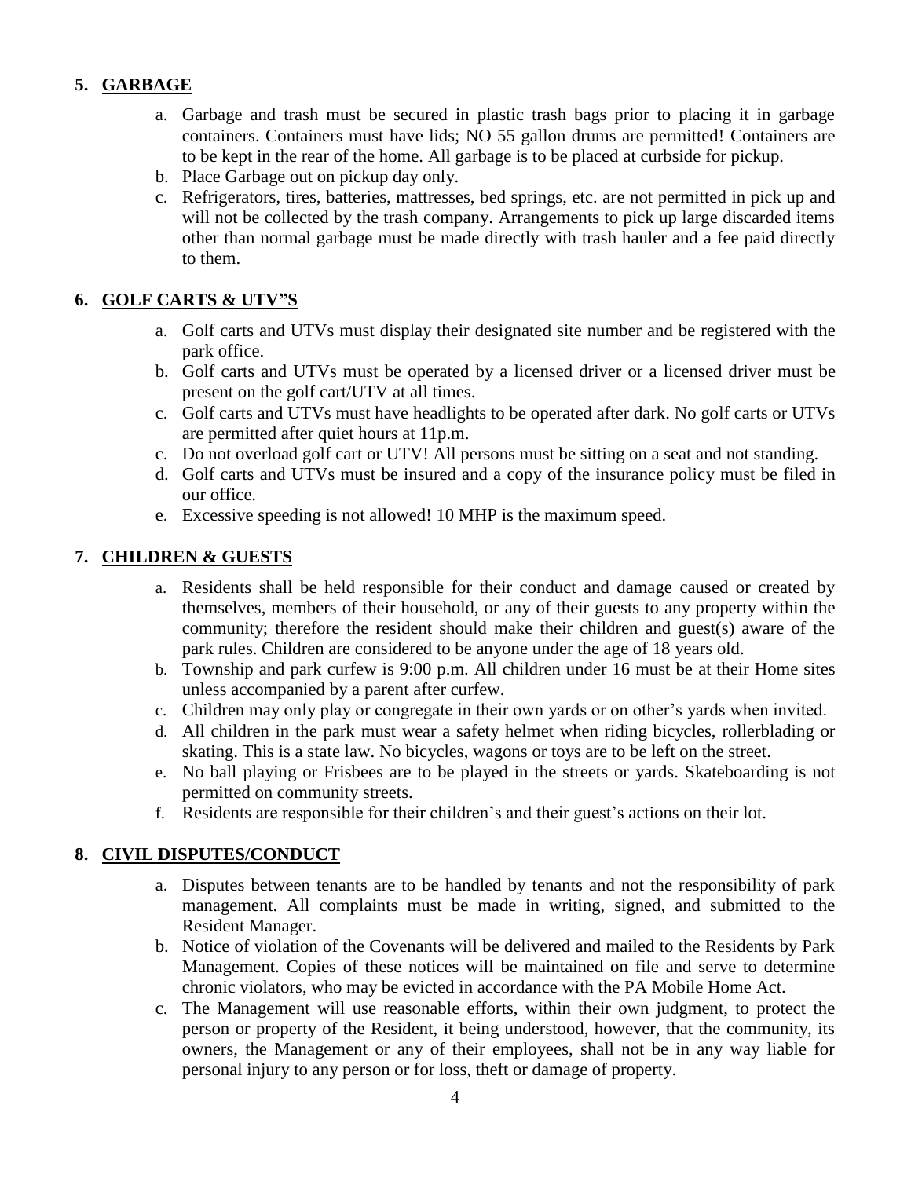## 5. GARBAGE

a. Garbage and trash must be secured in plastic trash bags prior to placing it in garbage containers. Containers must have lids; NO 55 gallon drums are permitted! Containers are to be kept in the rear of the home. All garbage is to be placed at curbside for pickup.
b. Place Garbage out on pickup day only.
c. Refrigerators, tires, batteries, mattresses, bed springs, etc. are not permitted in pick up and will not be collected by the trash company. Arrangements to pick up large discarded items other than normal garbage must be made directly with trash hauler and a fee paid directly to them.

## 6. GOLF CARTS & UTV"S

a. Golf carts and UTVs must display their designated site number and be registered with the park office.
b. Golf carts and UTVs must be operated by a licensed driver or a licensed driver must be present on the golf cart/UTV at all times.
c. Golf carts and UTVs must have headlights to be operated after dark. No golf carts or UTVs are permitted after quiet hours at 11p.m.
c. Do not overload golf cart or UTV! All persons must be sitting on a seat and not standing.
d. Golf carts and UTVs must be insured and a copy of the insurance policy must be filed in our office.
e. Excessive speeding is not allowed! 10 MHP is the maximum speed.

## 7. CHILDREN & GUESTS

a. Residents shall be held responsible for their conduct and damage caused or created by themselves, members of their household, or any of their guests to any property within the community; therefore the resident should make their children and guest(s) aware of the park rules. Children are considered to be anyone under the age of 18 years old.
b. Township and park curfew is 9:00 p.m. All children under 16 must be at their Home sites unless accompanied by a parent after curfew.
c. Children may only play or congregate in their own yards or on other's yards when invited.
d. All children in the park must wear a safety helmet when riding bicycles, rollerblading or skating. This is a state law. No bicycles, wagons or toys are to be left on the street.
e. No ball playing or Frisbees are to be played in the streets or yards. Skateboarding is not permitted on community streets.
f. Residents are responsible for their children's and their guest's actions on their lot.

## 8. CIVIL DISPUTES/CONDUCT

a. Disputes between tenants are to be handled by tenants and not the responsibility of park management. All complaints must be made in writing, signed, and submitted to the Resident Manager.
b. Notice of violation of the Covenants will be delivered and mailed to the Residents by Park Management. Copies of these notices will be maintained on file and serve to determine chronic violators, who may be evicted in accordance with the PA Mobile Home Act.
c. The Management will use reasonable efforts, within their own judgment, to protect the person or property of the Resident, it being understood, however, that the community, its owners, the Management or any of their employees, shall not be in any way liable for personal injury to any person or for loss, theft or damage of property.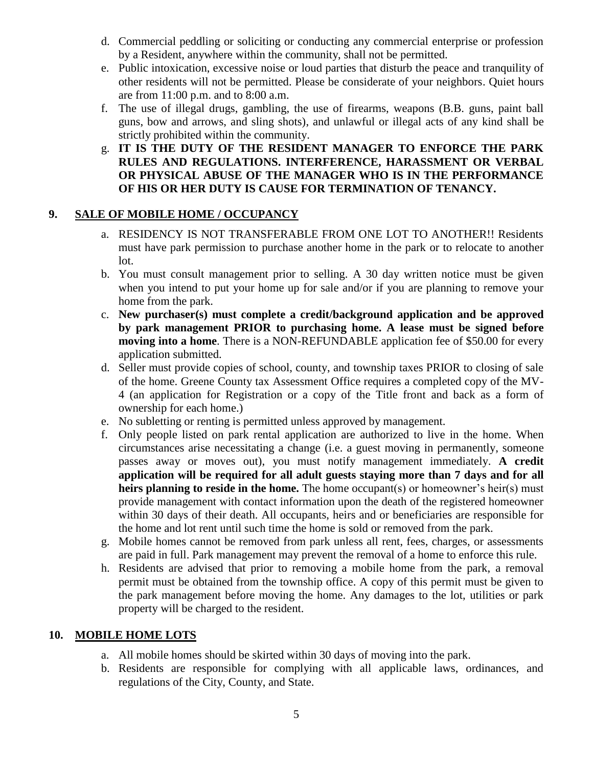d. Commercial peddling or soliciting or conducting any commercial enterprise or profession by a Resident, anywhere within the community, shall not be permitted.

e. Public intoxication, excessive noise or loud parties that disturb the peace and tranquility of other residents will not be permitted. Please be considerate of your neighbors. Quiet hours are from 11:00 p.m. and to 8:00 a.m.

f. The use of illegal drugs, gambling, the use of firearms, weapons (B.B. guns, paint ball guns, bow and arrows, and sling shots), and unlawful or illegal acts of any kind shall be strictly prohibited within the community.

g. **IT IS THE DUTY OF THE RESIDENT MANAGER TO ENFORCE THE PARK RULES AND REGULATIONS. INTERFERENCE, HARASSMENT OR VERBAL OR PHYSICAL ABUSE OF THE MANAGER WHO IS IN THE PERFORMANCE OF HIS OR HER DUTY IS CAUSE FOR TERMINATION OF TENANCY.**

## 9. SALE OF MOBILE HOME / OCCUPANCY

a. RESIDENCY IS NOT TRANSFERABLE FROM ONE LOT TO ANOTHER!! Residents must have park permission to purchase another home in the park or to relocate to another lot.

b. You must consult management prior to selling. A 30 day written notice must be given when you intend to put your home up for sale and/or if you are planning to remove your home from the park.

c. **New purchaser(s) must complete a credit/background application and be approved by park management PRIOR to purchasing home. A lease must be signed before moving into a home**. There is a NON-REFUNDABLE application fee of $50.00 for every application submitted.

d. Seller must provide copies of school, county, and township taxes PRIOR to closing of sale of the home. Greene County tax Assessment Office requires a completed copy of the MV-4 (an application for Registration or a copy of the Title front and back as a form of ownership for each home.)

e. No subletting or renting is permitted unless approved by management.

f. Only people listed on park rental application are authorized to live in the home. When circumstances arise necessitating a change (i.e. a guest moving in permanently, someone passes away or moves out), you must notify management immediately. **A credit application will be required for all adult guests staying more than 7 days and for all heirs planning to reside in the home.** The home occupant(s) or homeowner's heir(s) must provide management with contact information upon the death of the registered homeowner within 30 days of their death. All occupants, heirs and or beneficiaries are responsible for the home and lot rent until such time the home is sold or removed from the park.

g. Mobile homes cannot be removed from park unless all rent, fees, charges, or assessments are paid in full. Park management may prevent the removal of a home to enforce this rule.

h. Residents are advised that prior to removing a mobile home from the park, a removal permit must be obtained from the township office. A copy of this permit must be given to the park management before moving the home. Any damages to the lot, utilities or park property will be charged to the resident.

## 10. MOBILE HOME LOTS

a. All mobile homes should be skirted within 30 days of moving into the park.

b. Residents are responsible for complying with all applicable laws, ordinances, and regulations of the City, County, and State.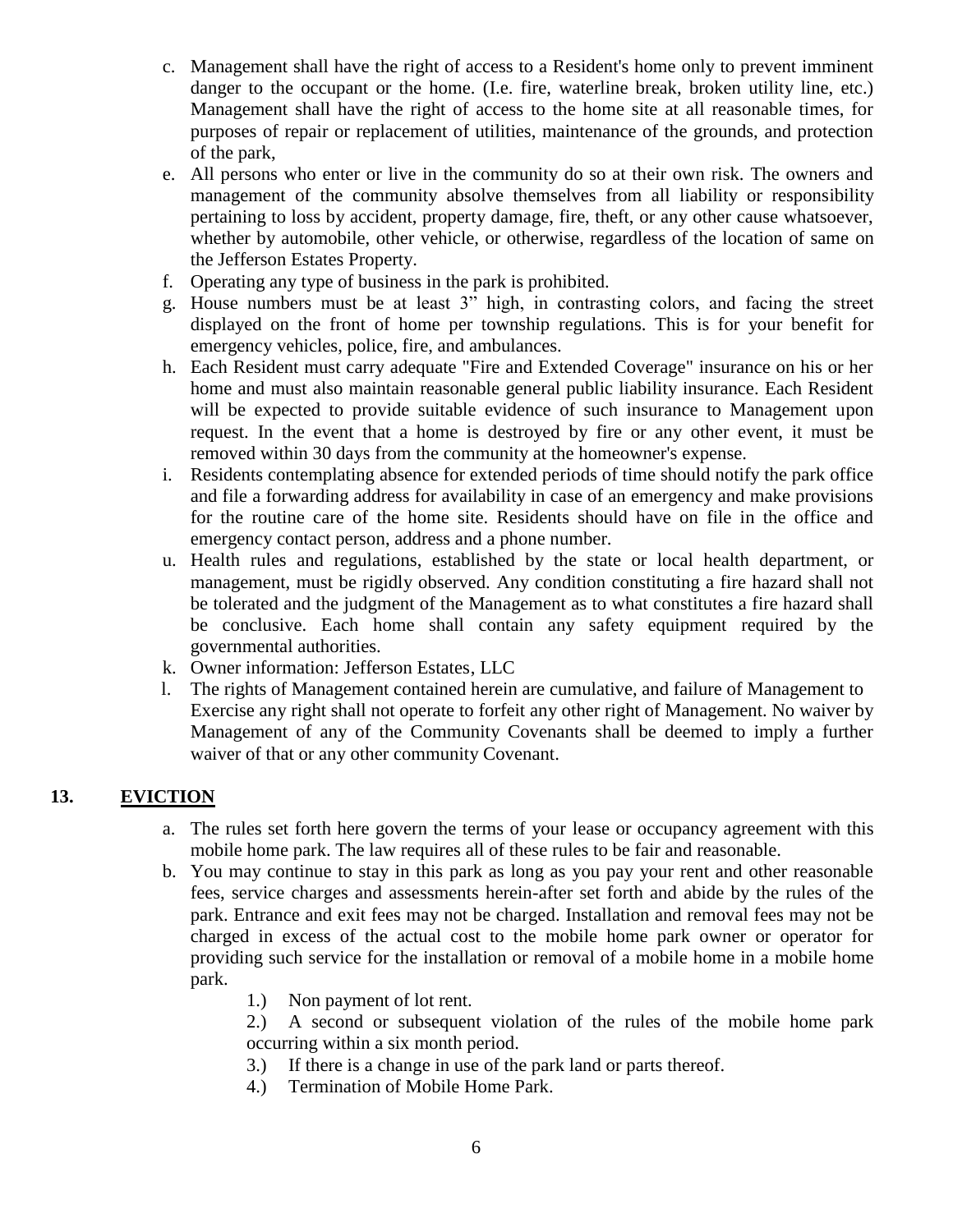c. Management shall have the right of access to a Resident's home only to prevent imminent danger to the occupant or the home. (I.e. fire, waterline break, broken utility line, etc.) Management shall have the right of access to the home site at all reasonable times, for purposes of repair or replacement of utilities, maintenance of the grounds, and protection of the park,

e. All persons who enter or live in the community do so at their own risk. The owners and management of the community absolve themselves from all liability or responsibility pertaining to loss by accident, property damage, fire, theft, or any other cause whatsoever, whether by automobile, other vehicle, or otherwise, regardless of the location of same on the Jefferson Estates Property.

f. Operating any type of business in the park is prohibited.

g. House numbers must be at least 3" high, in contrasting colors, and facing the street displayed on the front of home per township regulations. This is for your benefit for emergency vehicles, police, fire, and ambulances.

h. Each Resident must carry adequate "Fire and Extended Coverage" insurance on his or her home and must also maintain reasonable general public liability insurance. Each Resident will be expected to provide suitable evidence of such insurance to Management upon request. In the event that a home is destroyed by fire or any other event, it must be removed within 30 days from the community at the homeowner's expense.

i. Residents contemplating absence for extended periods of time should notify the park office and file a forwarding address for availability in case of an emergency and make provisions for the routine care of the home site. Residents should have on file in the office and emergency contact person, address and a phone number.

u. Health rules and regulations, established by the state or local health department, or management, must be rigidly observed. Any condition constituting a fire hazard shall not be tolerated and the judgment of the Management as to what constitutes a fire hazard shall be conclusive. Each home shall contain any safety equipment required by the governmental authorities.

k. Owner information: Jefferson Estates, LLC

l. The rights of Management contained herein are cumulative, and failure of Management to Exercise any right shall not operate to forfeit any other right of Management. No waiver by Management of any of the Community Covenants shall be deemed to imply a further waiver of that or any other community Covenant.

## 13. EVICTION

a. The rules set forth here govern the terms of your lease or occupancy agreement with this mobile home park. The law requires all of these rules to be fair and reasonable.

b. You may continue to stay in this park as long as you pay your rent and other reasonable fees, service charges and assessments herein-after set forth and abide by the rules of the park. Entrance and exit fees may not be charged. Installation and removal fees may not be charged in excess of the actual cost to the mobile home park owner or operator for providing such service for the installation or removal of a mobile home in a mobile home park.

   1.) Non payment of lot rent.

   2.) A second or subsequent violation of the rules of the mobile home park occurring within a six month period.

   3.) If there is a change in use of the park land or parts thereof.

   4.) Termination of Mobile Home Park.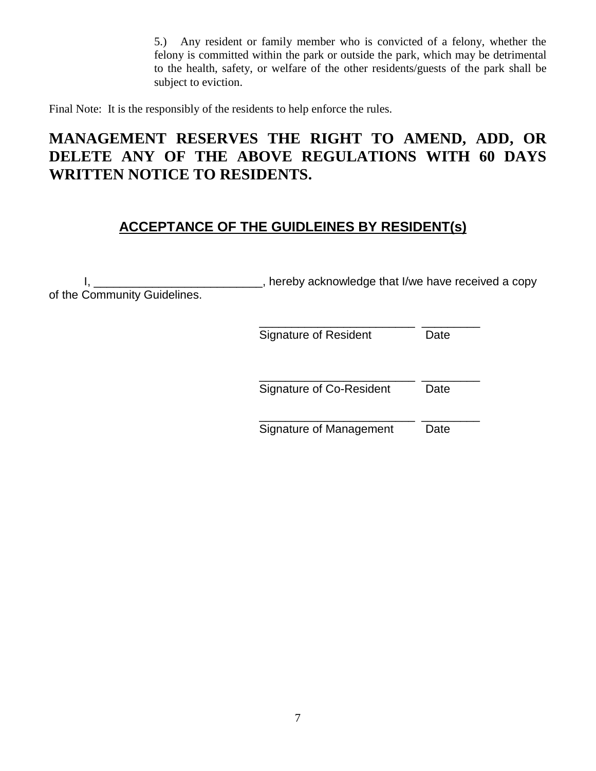5.) Any resident or family member who is convicted of a felony, whether the felony is committed within the park or outside the park, which may be detrimental to the health, safety, or welfare of the other residents/guests of the park shall be subject to eviction.

Final Note: It is the responsibly of the residents to help enforce the rules.

## MANAGEMENT RESERVES THE RIGHT TO AMEND, ADD, OR DELETE ANY OF THE ABOVE REGULATIONS WITH 60 DAYS WRITTEN NOTICE TO RESIDENTS.

### <u>ACCEPTANCE OF THE GUIDLEINES BY RESIDENT(s)</u>

I, ___________________________, hereby acknowledge that I/we have received a copy of the Community Guidelines.

_________________________ _________
Signature of Resident Date

_________________________ _________
Signature of Co-Resident Date

_________________________ _________
Signature of Management Date